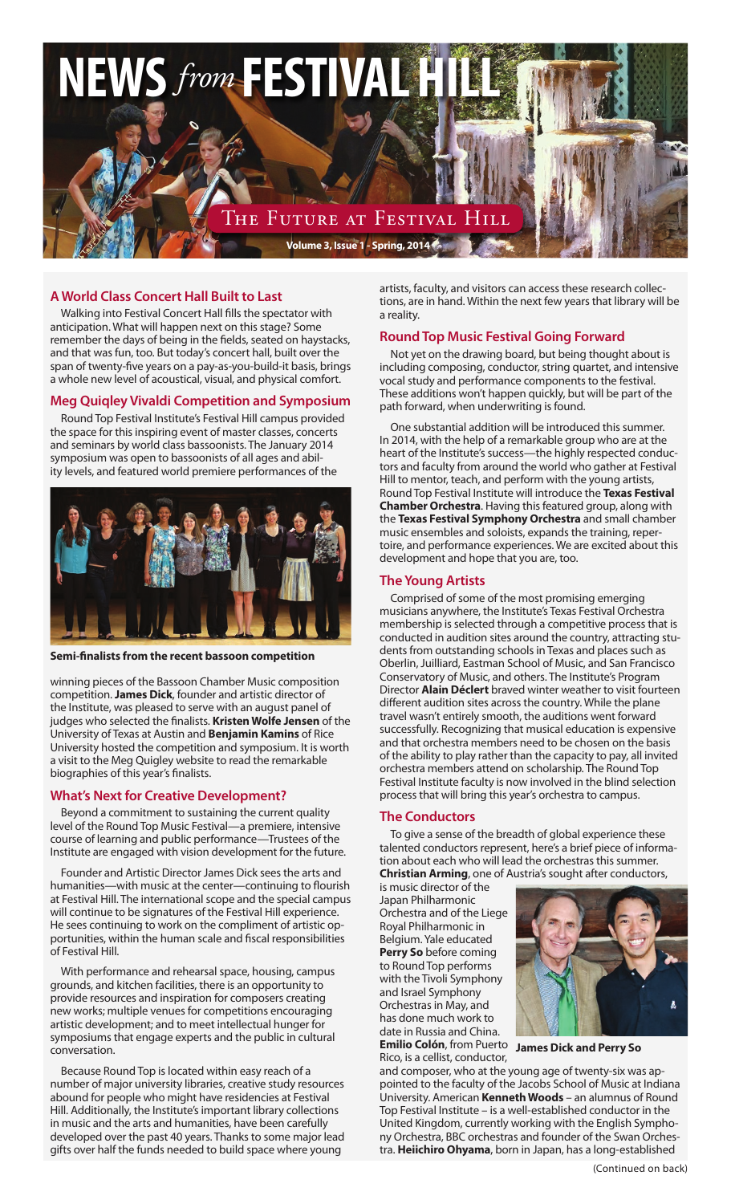# NEWS *from* FESTIVAL HILL

## The Future at Festival Hill

**Volume 3, Issue 1 - Spring, 2014**

### A World Class Concert Hall Built to Last

Walking into Festival Concert Hall fills the spectator with anticipation. What will happen next on this stage? Some remember the days of being in the fields, seated on haystacks, and that was fun, too. But today's concert hall, built over the span of twenty-five years on a pay-as-you-build-it basis, brings a whole new level of acoustical, visual, and physical comfort.

### Meg Quiqley Vivaldi Competition and Symposium

Round Top Festival Institute's Festival Hill campus provided the space for this inspiring event of master classes, concerts and seminars by world class bassoonists. The January 2014 symposium was open to bassoonists of all ages and ability levels, and featured world premiere performances of the winning pieces of the Bassoon Chamber Music composition competition. **James Dick**, founder and artistic director of the Institute, was pleased to serve with an august panel of judges who selected the finalists. **Kristen Wolfe Jensen** of the University of Texas at Austin and **Benjamin Kamins** of Rice University hosted the competition and symposium. It is worth a visit to the Meg Quigley website to read the remarkable biographies of this year's finalists.

**Semi-finalists from the recent bassoon competition**

### What's Next for Creative Development?

Beyond a commitment to sustaining the current quality level of the Round Top Music Festival—a premiere, intensive course of learning and public performance—Trustees of the Institute are engaged with vision development for the future.

Founder and Artistic Director James Dick sees the arts and humanities—with music at the center—continuing to flourish at Festival Hill. The international scope and the special campus will continue to be signatures of the Festival Hill experience. He sees continuing to work on the compliment of artistic opportunities, within the human scale and fiscal responsibilities of Festival Hill.

With performance and rehearsal space, housing, campus grounds, and kitchen facilities, there is an opportunity to provide resources and inspiration for composers creating new works; multiple venues for competitions encouraging artistic development; and to meet intellectual hunger for symposiums that engage experts and the public in cultural conversation.

Because Round Top is located within easy reach of a number of major university libraries, creative study resources abound for people who might have residencies at Festival Hill. Additionally, the Institute's important library collections in music and the arts and humanities, have been carefully developed over the past 40 years. Thanks to some major lead gifts over half the funds needed to build space where young artists, faculty, and visitors can access these research collections, are in hand. Within the next few years that library will be a reality.

### Round Top Music Festival Going Forward

Not yet on the drawing board, but being thought about is including composing, conductor, string quartet, and intensive vocal study and performance components to the festival. These additions won't happen quickly, but will be part of the path forward, when underwriting is found.

One substantial addition will be introduced this summer. In 2014, with the help of a remarkable group who are at the heart of the Institute's success—the highly respected conductors and faculty from around the world who gather at Festival Hill to mentor, teach, and perform with the young artists, Round Top Festival Institute will introduce the **Texas Festival Chamber Orchestra**. Having this featured group, along with the **Texas Festival Symphony Orchestra** and small chamber music ensembles and soloists, expands the training, repertoire, and performance experiences. We are excited about this development and hope that you are, too.

### The Young Artists

Comprised of some of the most promising emerging musicians anywhere, the Institute's Texas Festival Orchestra membership is selected through a competitive process that is conducted in audition sites around the country, attracting students from outstanding schools in Texas and places such as Oberlin, Juilliard, Eastman School of Music, and San Francisco Conservatory of Music, and others. The Institute's Program Director **Alain Déclert** braved winter weather to visit fourteen different audition sites across the country. While the plane travel wasn't entirely smooth, the auditions went forward successfully. Recognizing that musical education is expensive and that orchestra members need to be chosen on the basis of the ability to play rather than the capacity to pay, all invited orchestra members attend on scholarship. The Round Top Festival Institute faculty is now involved in the blind selection process that will bring this year's orchestra to campus.

### The Conductors

To give a sense of the breadth of global experience these talented conductors represent, here's a brief piece of information about each who will lead the orchestras this summer. **Christian Arming**, one of Austria's sought after conductors, is music director of the Japan Philharmonic Orchestra and of the Liege Royal Philharmonic in Belgium. Yale educated **Perry So** before coming to Round Top performs with the Tivoli Symphony and Israel Symphony Orchestras in May, and has done much work to date in Russia and China. **Emilio Colón**, from Puerto Rico, is a cellist, conductor, and composer, who at the young age of twenty-six was appointed to the faculty of the Jacobs School of Music at Indiana University. American **Kenneth Woods** – an alumnus of Round Top Festival Institute – is a well-established conductor in the United Kingdom, currently working with the English Symphony Orchestra, BBC orchestras and founder of the Swan Orchestra. **Heiichiro Ohyama**, born in Japan, has a long-established

**James Dick and Perry So**

(Continued on back)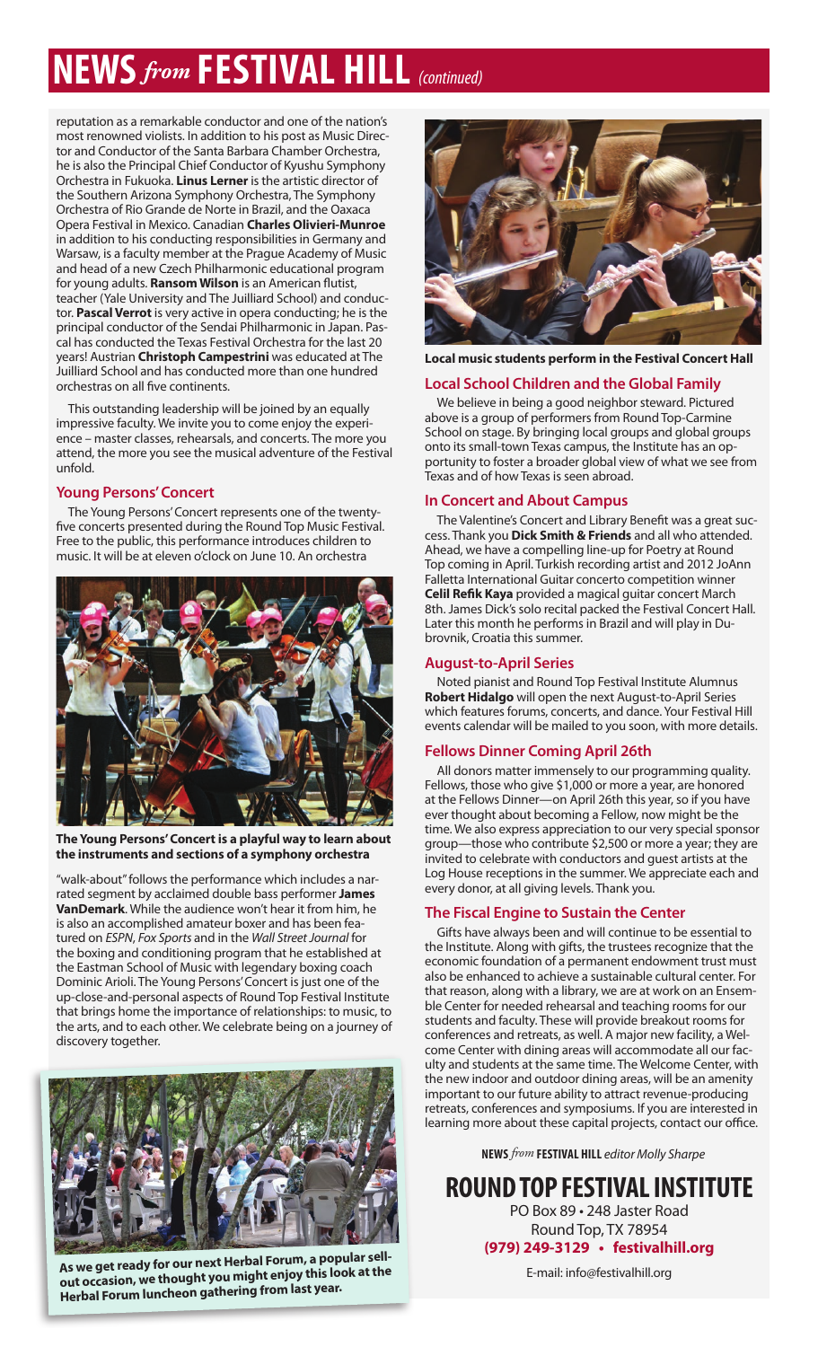# NEWS *from* FESTIVAL HILL *(continued)*

reputation as a remarkable conductor and one of the nation's most renowned violists. In addition to his post as Music Director and Conductor of the Santa Barbara Chamber Orchestra, he is also the Principal Chief Conductor of Kyushu Symphony Orchestra in Fukuoka. **Linus Lerner** is the artistic director of the Southern Arizona Symphony Orchestra, The Symphony Orchestra of Rio Grande de Norte in Brazil, and the Oaxaca Opera Festival in Mexico. Canadian **Charles Olivieri-Munroe** in addition to his conducting responsibilities in Germany and Warsaw, is a faculty member at the Prague Academy of Music and head of a new Czech Philharmonic educational program for young adults. **Ransom Wilson** is an American flutist, teacher (Yale University and The Juilliard School) and conductor. **Pascal Verrot** is very active in opera conducting; he is the principal conductor of the Sendai Philharmonic in Japan. Pascal has conducted the Texas Festival Orchestra for the last 20 years! Austrian **Christoph Campestrini** was educated at The Juilliard School and has conducted more than one hundred orchestras on all five continents.

This outstanding leadership will be joined by an equally impressive faculty. We invite you to come enjoy the experience – master classes, rehearsals, and concerts. The more you attend, the more you see the musical adventure of the Festival unfold.

## Young Persons' Concert

The Young Persons' Concert represents one of the twenty-five concerts presented during the Round Top Music Festival. Free to the public, this performance introduces children to music. It will be at eleven o'clock on June 10. An orchestra "walk-about" follows the performance which includes a narrated segment by acclaimed double bass performer **James VanDemark**. While the audience won't hear it from him, he is also an accomplished amateur boxer and has been featured on *ESPN*, *Fox Sports* and in the *Wall Street Journal* for the boxing and conditioning program that he established at the Eastman School of Music with legendary boxing coach Dominic Arioli. The Young Persons' Concert is just one of the up-close-and-personal aspects of Round Top Festival Institute that brings home the importance of relationships: to music, to the arts, and to each other. We celebrate being on a journey of discovery together.

**The Young Persons' Concert is a playful way to learn about the instruments and sections of a symphony orchestra**

**As we get ready for our next Herbal Forum, a popular sell-out occasion, we thought you might enjoy this look at the Herbal Forum luncheon gathering from last year.**

**Local music students perform in the Festival Concert Hall**

## Local School Children and the Global Family

We believe in being a good neighbor steward. Pictured above is a group of performers from Round Top-Carmine School on stage. By bringing local groups and global groups onto its small-town Texas campus, the Institute has an opportunity to foster a broader global view of what we see from Texas and of how Texas is seen abroad.

## In Concert and About Campus

The Valentine's Concert and Library Benefit was a great success. Thank you **Dick Smith & Friends** and all who attended. Ahead, we have a compelling line-up for Poetry at Round Top coming in April. Turkish recording artist and 2012 JoAnn Falletta International Guitar concerto competition winner **Celil Refik Kaya** provided a magical guitar concert March 8th. James Dick's solo recital packed the Festival Concert Hall. Later this month he performs in Brazil and will play in Dubrovnik, Croatia this summer.

## August-to-April Series

Noted pianist and Round Top Festival Institute Alumnus **Robert Hidalgo** will open the next August-to-April Series which features forums, concerts, and dance. Your Festival Hill events calendar will be mailed to you soon, with more details.

## Fellows Dinner Coming April 26th

All donors matter immensely to our programming quality. Fellows, those who give $1,000 or more a year, are honored at the Fellows Dinner—on April 26th this year, so if you have ever thought about becoming a Fellow, now might be the time. We also express appreciation to our very special sponsor group—those who contribute $2,500 or more a year; they are invited to celebrate with conductors and guest artists at the Log House receptions in the summer. We appreciate each and every donor, at all giving levels. Thank you.

## The Fiscal Engine to Sustain the Center

Gifts have always been and will continue to be essential to the Institute. Along with gifts, the trustees recognize that the economic foundation of a permanent endowment trust must also be enhanced to achieve a sustainable cultural center. For that reason, along with a library, we are at work on an Ensemble Center for needed rehearsal and teaching rooms for our students and faculty. These will provide breakout rooms for conferences and retreats, as well. A major new facility, a Welcome Center with dining areas will accommodate all our faculty and students at the same time. The Welcome Center, with the new indoor and outdoor dining areas, will be an amenity important to our future ability to attract revenue-producing retreats, conferences and symposiums. If you are interested in learning more about these capital projects, contact our office.

**NEWS** *from* **FESTIVAL HILL** *editor Molly Sharpe*

**ROUND TOP FESTIVAL INSTITUTE**

PO Box 89 • 248 Jaster Road
Round Top, TX 78954
**(979) 249-3129 • festivalhill.org**

E-mail: info@festivalhill.org